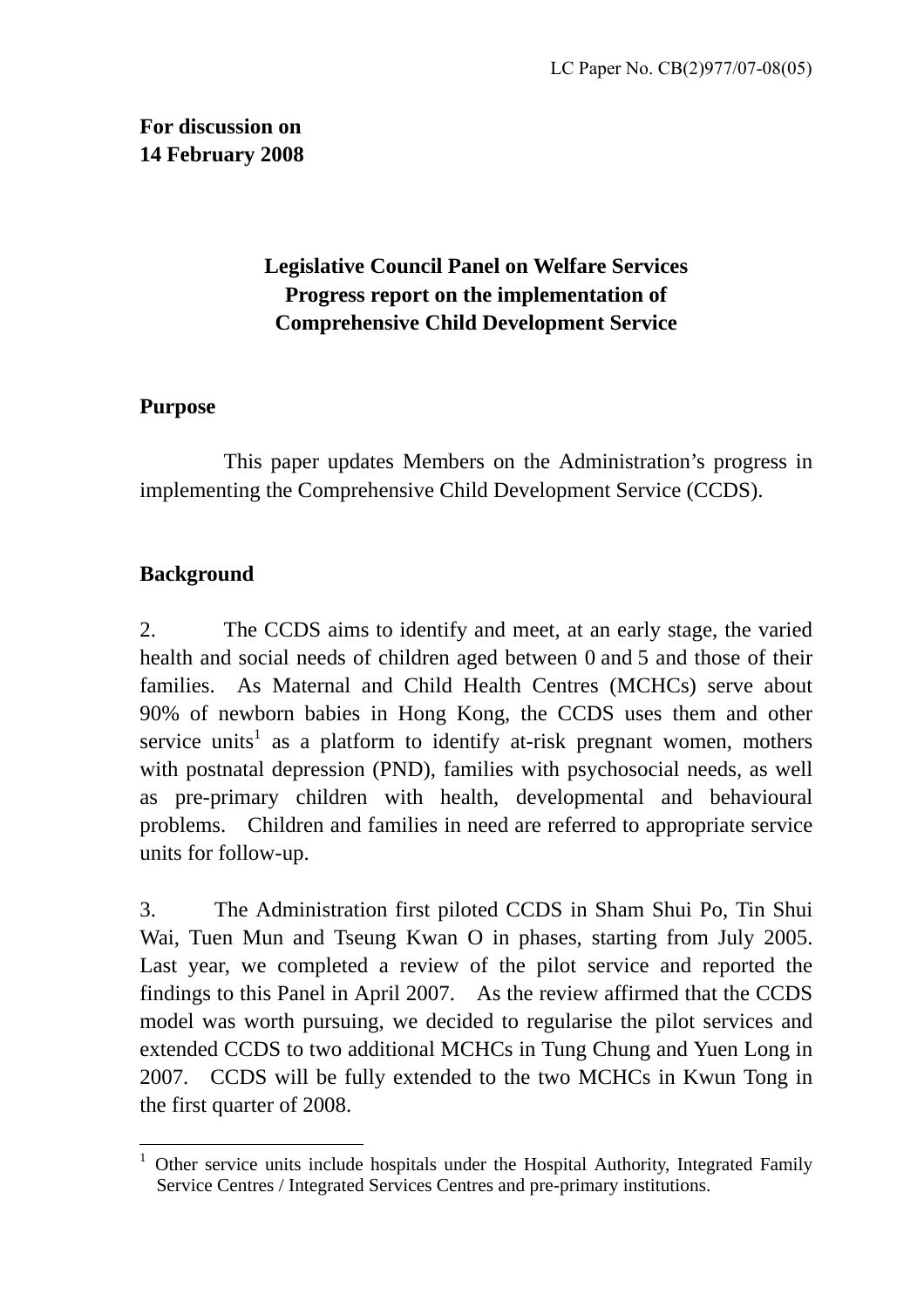LC Paper No. CB(2)977/07-08(05)

**For discussion on**
**14 February 2008**

**Legislative Council Panel on Welfare Services**
**Progress report on the implementation of**
**Comprehensive Child Development Service**

## Purpose

This paper updates Members on the Administration's progress in implementing the Comprehensive Child Development Service (CCDS).

## Background

2. The CCDS aims to identify and meet, at an early stage, the varied health and social needs of children aged between 0 and 5 and those of their families. As Maternal and Child Health Centres (MCHCs) serve about 90% of newborn babies in Hong Kong, the CCDS uses them and other service units[1] as a platform to identify at-risk pregnant women, mothers with postnatal depression (PND), families with psychosocial needs, as well as pre-primary children with health, developmental and behavioural problems. Children and families in need are referred to appropriate service units for follow-up.

3. The Administration first piloted CCDS in Sham Shui Po, Tin Shui Wai, Tuen Mun and Tseung Kwan O in phases, starting from July 2005. Last year, we completed a review of the pilot service and reported the findings to this Panel in April 2007. As the review affirmed that the CCDS model was worth pursuing, we decided to regularise the pilot services and extended CCDS to two additional MCHCs in Tung Chung and Yuen Long in 2007. CCDS will be fully extended to the two MCHCs in Kwun Tong in the first quarter of 2008.

---

[1] Other service units include hospitals under the Hospital Authority, Integrated Family Service Centres / Integrated Services Centres and pre-primary institutions.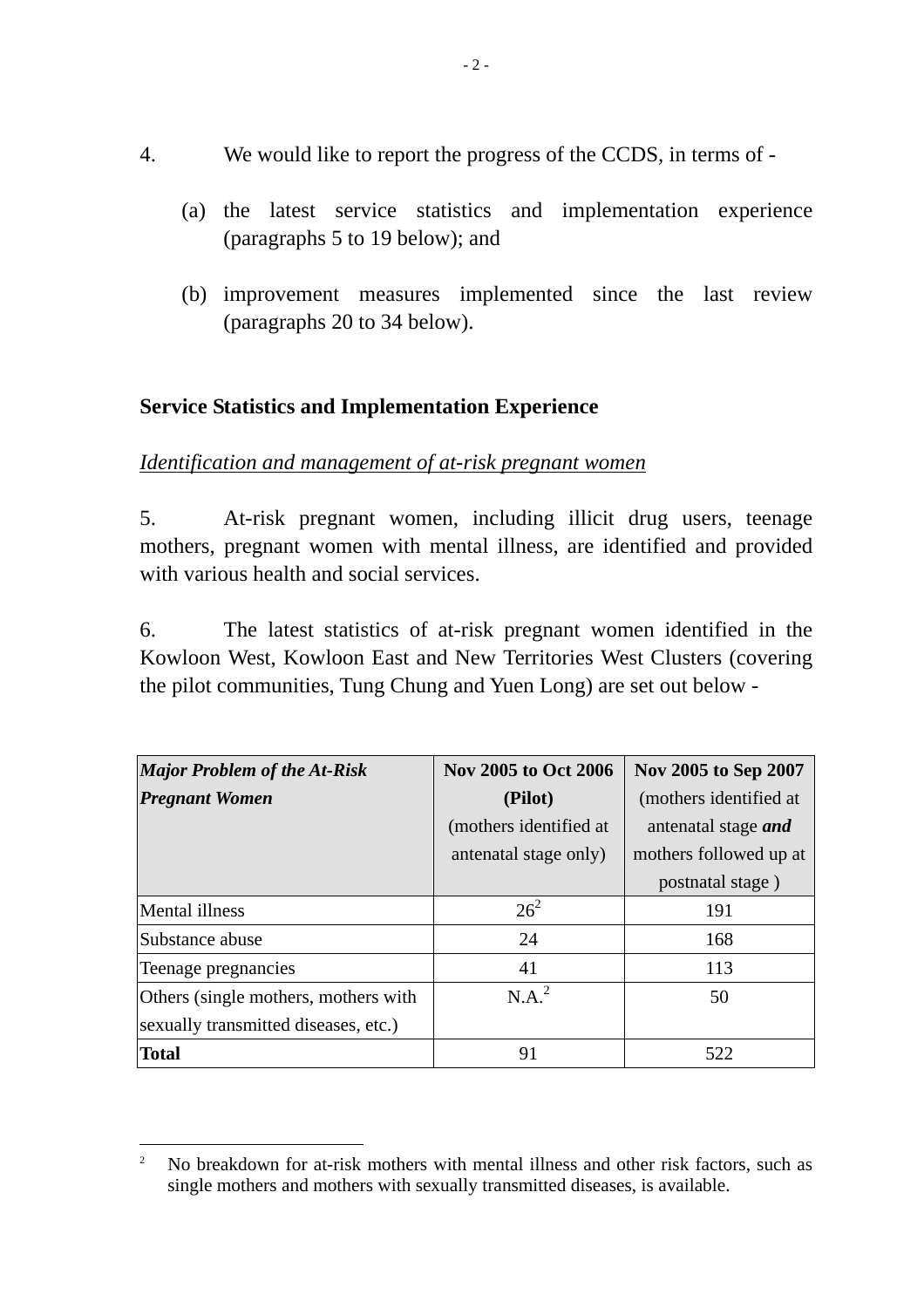4. We would like to report the progress of the CCDS, in terms of -

(a) the latest service statistics and implementation experience (paragraphs 5 to 19 below); and

(b) improvement measures implemented since the last review (paragraphs 20 to 34 below).

## Service Statistics and Implementation Experience

*Identification and management of at-risk pregnant women*

5. At-risk pregnant women, including illicit drug users, teenage mothers, pregnant women with mental illness, are identified and provided with various health and social services.

6. The latest statistics of at-risk pregnant women identified in the Kowloon West, Kowloon East and New Territories West Clusters (covering the pilot communities, Tung Chung and Yuen Long) are set out below -

| ***Major Problem of the At-Risk Pregnant Women*** | **Nov 2005 to Oct 2006 (Pilot)** (mothers identified at antenatal stage only) | **Nov 2005 to Sep 2007** (mothers identified at antenatal stage ***and*** mothers followed up at postnatal stage ) |
|---|---|---|
| Mental illness | 26[2] | 191 |
| Substance abuse | 24 | 168 |
| Teenage pregnancies | 41 | 113 |
| Others (single mothers, mothers with sexually transmitted diseases, etc.) | N.A.[2] | 50 |
| **Total** | 91 | 522 |

[2] No breakdown for at-risk mothers with mental illness and other risk factors, such as single mothers and mothers with sexually transmitted diseases, is available.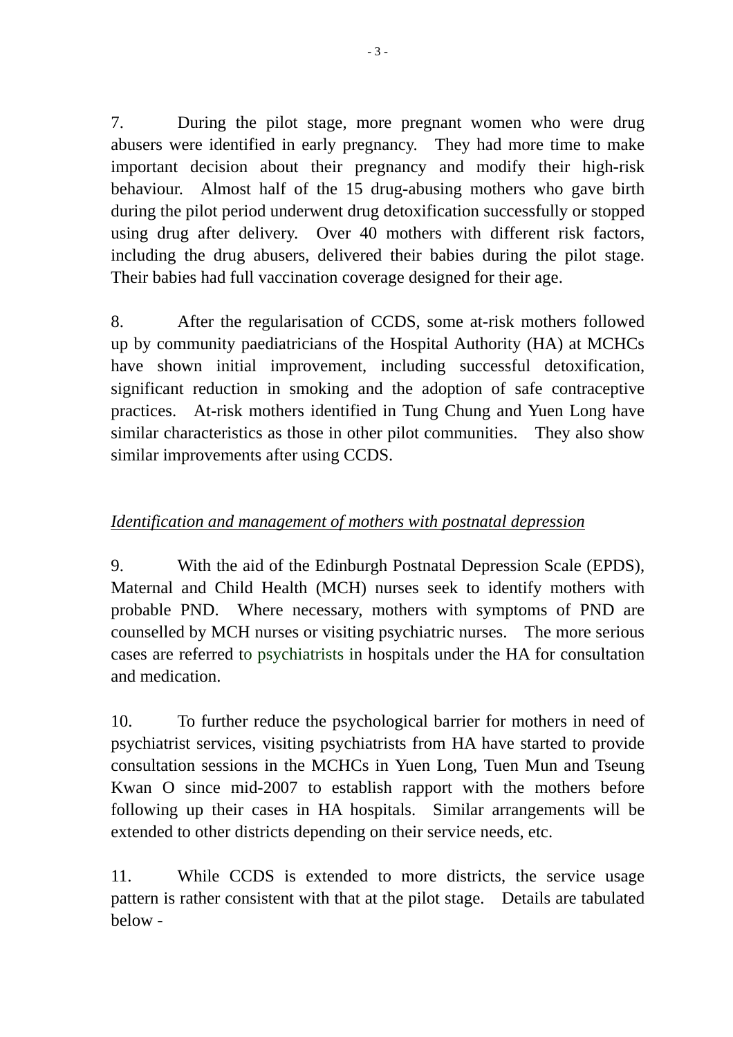7. During the pilot stage, more pregnant women who were drug abusers were identified in early pregnancy. They had more time to make important decision about their pregnancy and modify their high-risk behaviour. Almost half of the 15 drug-abusing mothers who gave birth during the pilot period underwent drug detoxification successfully or stopped using drug after delivery. Over 40 mothers with different risk factors, including the drug abusers, delivered their babies during the pilot stage. Their babies had full vaccination coverage designed for their age.

8. After the regularisation of CCDS, some at-risk mothers followed up by community paediatricians of the Hospital Authority (HA) at MCHCs have shown initial improvement, including successful detoxification, significant reduction in smoking and the adoption of safe contraceptive practices. At-risk mothers identified in Tung Chung and Yuen Long have similar characteristics as those in other pilot communities. They also show similar improvements after using CCDS.

*<u>Identification and management of mothers with postnatal depression</u>*

9. With the aid of the Edinburgh Postnatal Depression Scale (EPDS), Maternal and Child Health (MCH) nurses seek to identify mothers with probable PND. Where necessary, mothers with symptoms of PND are counselled by MCH nurses or visiting psychiatric nurses. The more serious cases are referred to psychiatrists in hospitals under the HA for consultation and medication.

10. To further reduce the psychological barrier for mothers in need of psychiatrist services, visiting psychiatrists from HA have started to provide consultation sessions in the MCHCs in Yuen Long, Tuen Mun and Tseung Kwan O since mid-2007 to establish rapport with the mothers before following up their cases in HA hospitals. Similar arrangements will be extended to other districts depending on their service needs, etc.

11. While CCDS is extended to more districts, the service usage pattern is rather consistent with that at the pilot stage. Details are tabulated below -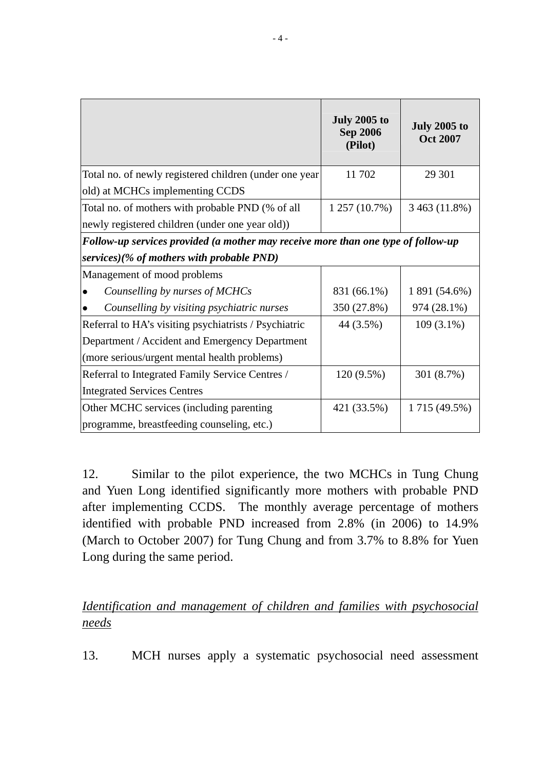| | July 2005 to Sep 2006 (Pilot) | July 2005 to Oct 2007 |
|---|---|---|
| Total no. of newly registered children (under one year old) at MCHCs implementing CCDS | 11 702 | 29 301 |
| Total no. of mothers with probable PND (% of all newly registered children (under one year old)) | 1 257 (10.7%) | 3 463 (11.8%) |
| ***Follow-up services provided (a mother may receive more than one type of follow-up services)(% of mothers with probable PND)*** | | |
| Management of mood problems | | |
| • *Counselling by nurses of MCHCs* | 831 (66.1%) | 1 891 (54.6%) |
| • *Counselling by visiting psychiatric nurses* | 350 (27.8%) | 974 (28.1%) |
| Referral to HA's visiting psychiatrists / Psychiatric Department / Accident and Emergency Department (more serious/urgent mental health problems) | 44 (3.5%) | 109 (3.1%) |
| Referral to Integrated Family Service Centres / Integrated Services Centres | 120 (9.5%) | 301 (8.7%) |
| Other MCHC services (including parenting programme, breastfeeding counseling, etc.) | 421 (33.5%) | 1 715 (49.5%) |

12. Similar to the pilot experience, the two MCHCs in Tung Chung and Yuen Long identified significantly more mothers with probable PND after implementing CCDS. The monthly average percentage of mothers identified with probable PND increased from 2.8% (in 2006) to 14.9% (March to October 2007) for Tung Chung and from 3.7% to 8.8% for Yuen Long during the same period.

*Identification and management of children and families with psychosocial needs*

13. MCH nurses apply a systematic psychosocial need assessment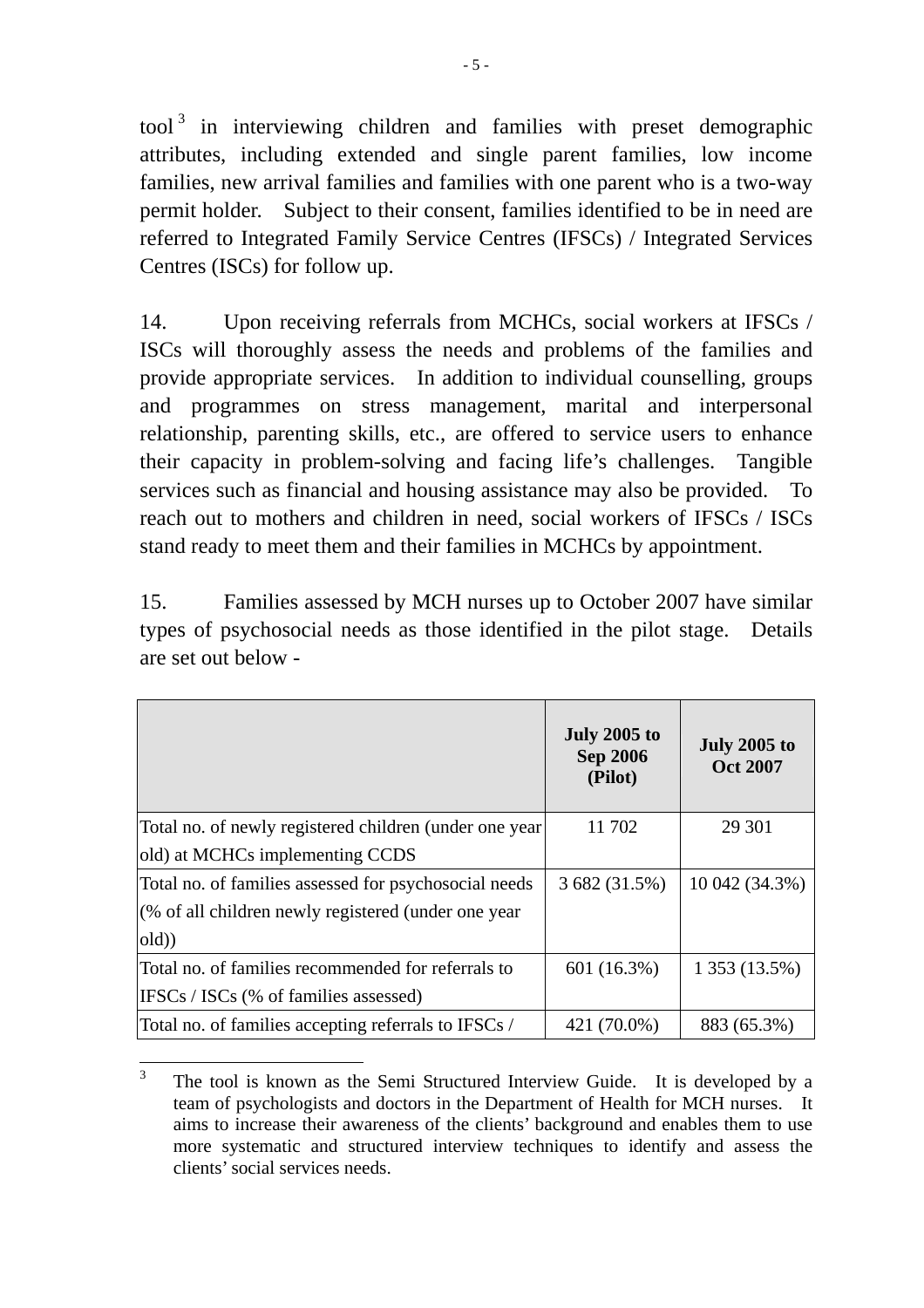tool[3] in interviewing children and families with preset demographic attributes, including extended and single parent families, low income families, new arrival families and families with one parent who is a two-way permit holder. Subject to their consent, families identified to be in need are referred to Integrated Family Service Centres (IFSCs) / Integrated Services Centres (ISCs) for follow up.

14. Upon receiving referrals from MCHCs, social workers at IFSCs / ISCs will thoroughly assess the needs and problems of the families and provide appropriate services. In addition to individual counselling, groups and programmes on stress management, marital and interpersonal relationship, parenting skills, etc., are offered to service users to enhance their capacity in problem-solving and facing life's challenges. Tangible services such as financial and housing assistance may also be provided. To reach out to mothers and children in need, social workers of IFSCs / ISCs stand ready to meet them and their families in MCHCs by appointment.

15. Families assessed by MCH nurses up to October 2007 have similar types of psychosocial needs as those identified in the pilot stage. Details are set out below -

| | **July 2005 to Sep 2006 (Pilot)** | **July 2005 to Oct 2007** |
|---|---|---|
| Total no. of newly registered children (under one year old) at MCHCs implementing CCDS | 11 702 | 29 301 |
| Total no. of families assessed for psychosocial needs (% of all children newly registered (under one year old)) | 3 682 (31.5%) | 10 042 (34.3%) |
| Total no. of families recommended for referrals to IFSCs / ISCs (% of families assessed) | 601 (16.3%) | 1 353 (13.5%) |
| Total no. of families accepting referrals to IFSCs / | 421 (70.0%) | 883 (65.3%) |

[3] The tool is known as the Semi Structured Interview Guide. It is developed by a team of psychologists and doctors in the Department of Health for MCH nurses. It aims to increase their awareness of the clients' background and enables them to use more systematic and structured interview techniques to identify and assess the clients' social services needs.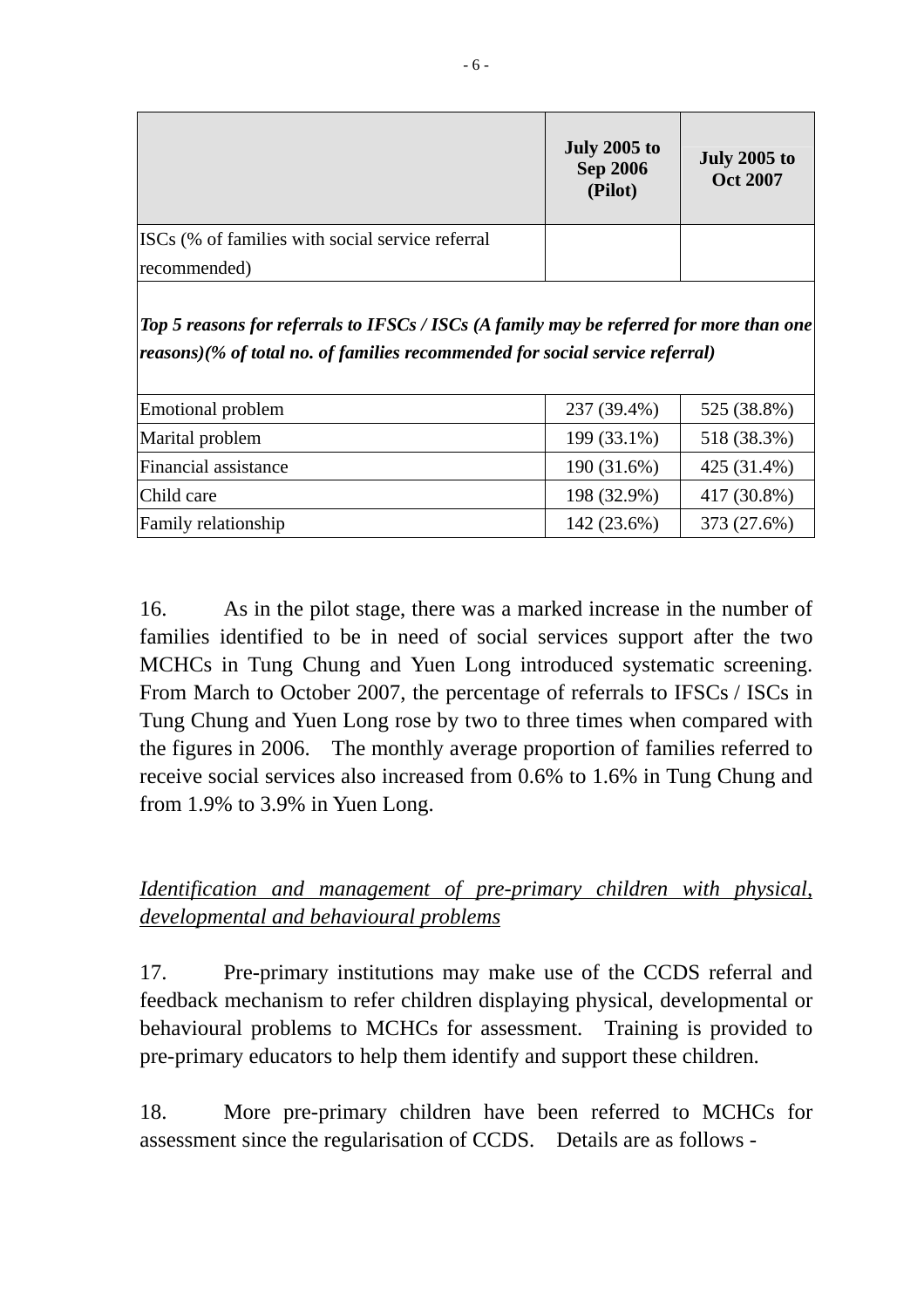| | July 2005 to Sep 2006 (Pilot) | July 2005 to Oct 2007 |
|---|---|---|
| ISCs (% of families with social service referral recommended) | | |
| ***Top 5 reasons for referrals to IFSCs / ISCs (A family may be referred for more than one reasons)(% of total no. of families recommended for social service referral)*** | | |
| Emotional problem | 237 (39.4%) | 525 (38.8%) |
| Marital problem | 199 (33.1%) | 518 (38.3%) |
| Financial assistance | 190 (31.6%) | 425 (31.4%) |
| Child care | 198 (32.9%) | 417 (30.8%) |
| Family relationship | 142 (23.6%) | 373 (27.6%) |

16. As in the pilot stage, there was a marked increase in the number of families identified to be in need of social services support after the two MCHCs in Tung Chung and Yuen Long introduced systematic screening. From March to October 2007, the percentage of referrals to IFSCs / ISCs in Tung Chung and Yuen Long rose by two to three times when compared with the figures in 2006. The monthly average proportion of families referred to receive social services also increased from 0.6% to 1.6% in Tung Chung and from 1.9% to 3.9% in Yuen Long.

*Identification and management of pre-primary children with physical, developmental and behavioural problems*

17. Pre-primary institutions may make use of the CCDS referral and feedback mechanism to refer children displaying physical, developmental or behavioural problems to MCHCs for assessment. Training is provided to pre-primary educators to help them identify and support these children.

18. More pre-primary children have been referred to MCHCs for assessment since the regularisation of CCDS. Details are as follows -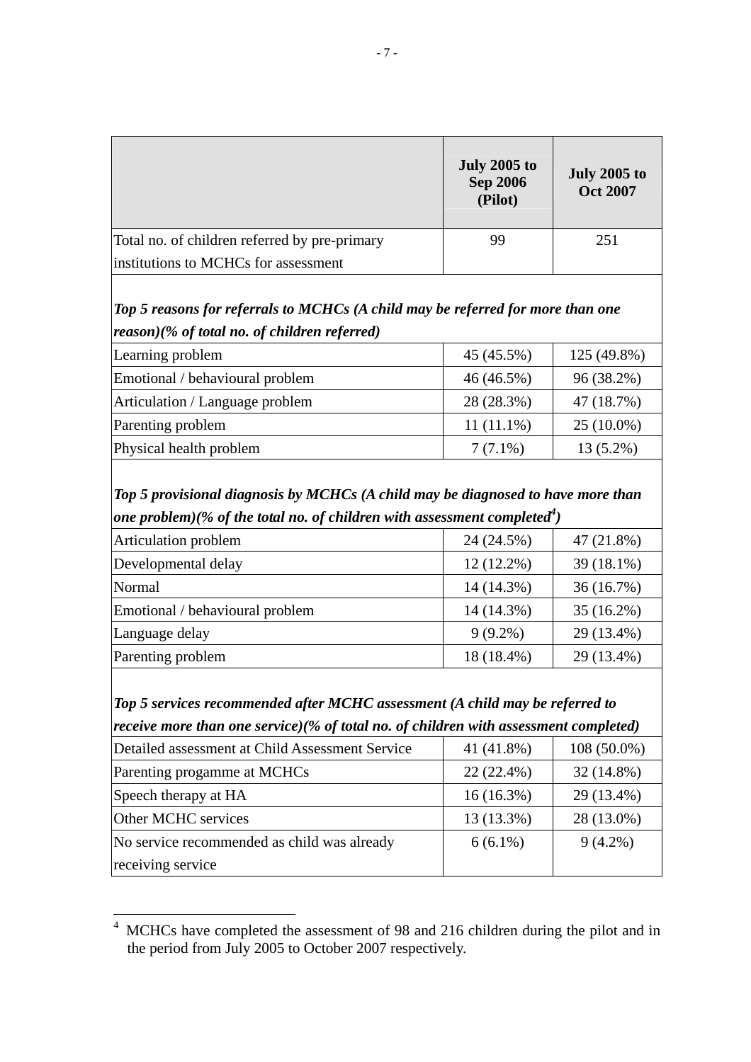| | July 2005 to Sep 2006 (Pilot) | July 2005 to Oct 2007 |
|---|---|---|
| Total no. of children referred by pre-primary institutions to MCHCs for assessment | 99 | 251 |
| ***Top 5 reasons for referrals to MCHCs (A child may be referred for more than one reason)(% of total no. of children referred)*** | | |
| Learning problem | 45 (45.5%) | 125 (49.8%) |
| Emotional / behavioural problem | 46 (46.5%) | 96 (38.2%) |
| Articulation / Language problem | 28 (28.3%) | 47 (18.7%) |
| Parenting problem | 11 (11.1%) | 25 (10.0%) |
| Physical health problem | 7 (7.1%) | 13 (5.2%) |
| ***Top 5 provisional diagnosis by MCHCs (A child may be diagnosed to have more than one problem)(% of the total no. of children with assessment completed[4])*** | | |
| Articulation problem | 24 (24.5%) | 47 (21.8%) |
| Developmental delay | 12 (12.2%) | 39 (18.1%) |
| Normal | 14 (14.3%) | 36 (16.7%) |
| Emotional / behavioural problem | 14 (14.3%) | 35 (16.2%) |
| Language delay | 9 (9.2%) | 29 (13.4%) |
| Parenting problem | 18 (18.4%) | 29 (13.4%) |
| ***Top 5 services recommended after MCHC assessment (A child may be referred to receive more than one service)(% of total no. of children with assessment completed)*** | | |
| Detailed assessment at Child Assessment Service | 41 (41.8%) | 108 (50.0%) |
| Parenting progamme at MCHCs | 22 (22.4%) | 32 (14.8%) |
| Speech therapy at HA | 16 (16.3%) | 29 (13.4%) |
| Other MCHC services | 13 (13.3%) | 28 (13.0%) |
| No service recommended as child was already receiving service | 6 (6.1%) | 9 (4.2%) |

[4] MCHCs have completed the assessment of 98 and 216 children during the pilot and in the period from July 2005 to October 2007 respectively.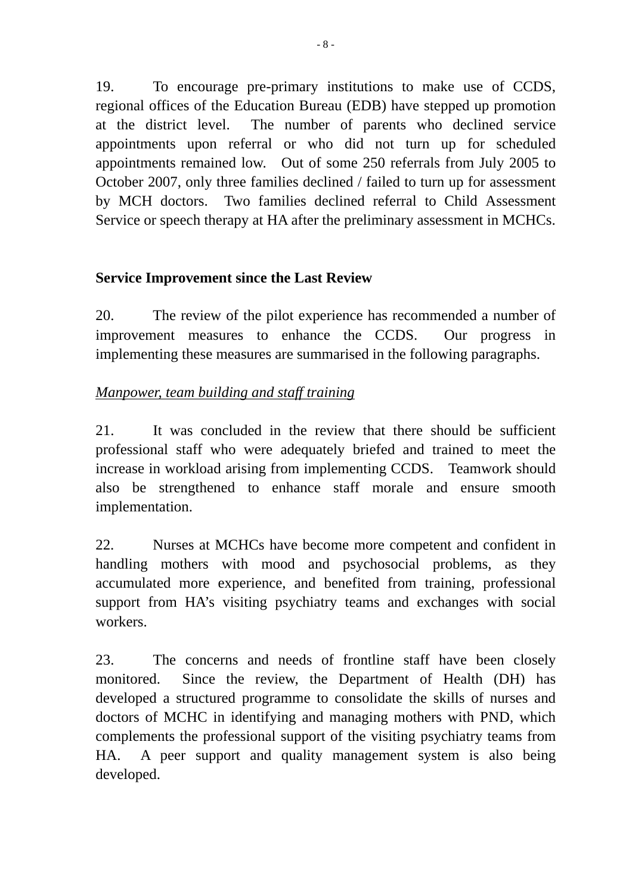19. To encourage pre-primary institutions to make use of CCDS, regional offices of the Education Bureau (EDB) have stepped up promotion at the district level. The number of parents who declined service appointments upon referral or who did not turn up for scheduled appointments remained low. Out of some 250 referrals from July 2005 to October 2007, only three families declined / failed to turn up for assessment by MCH doctors. Two families declined referral to Child Assessment Service or speech therapy at HA after the preliminary assessment in MCHCs.

**Service Improvement since the Last Review**

20. The review of the pilot experience has recommended a number of improvement measures to enhance the CCDS. Our progress in implementing these measures are summarised in the following paragraphs.

*Manpower, team building and staff training*

21. It was concluded in the review that there should be sufficient professional staff who were adequately briefed and trained to meet the increase in workload arising from implementing CCDS. Teamwork should also be strengthened to enhance staff morale and ensure smooth implementation.

22. Nurses at MCHCs have become more competent and confident in handling mothers with mood and psychosocial problems, as they accumulated more experience, and benefited from training, professional support from HA's visiting psychiatry teams and exchanges with social workers.

23. The concerns and needs of frontline staff have been closely monitored. Since the review, the Department of Health (DH) has developed a structured programme to consolidate the skills of nurses and doctors of MCHC in identifying and managing mothers with PND, which complements the professional support of the visiting psychiatry teams from HA. A peer support and quality management system is also being developed.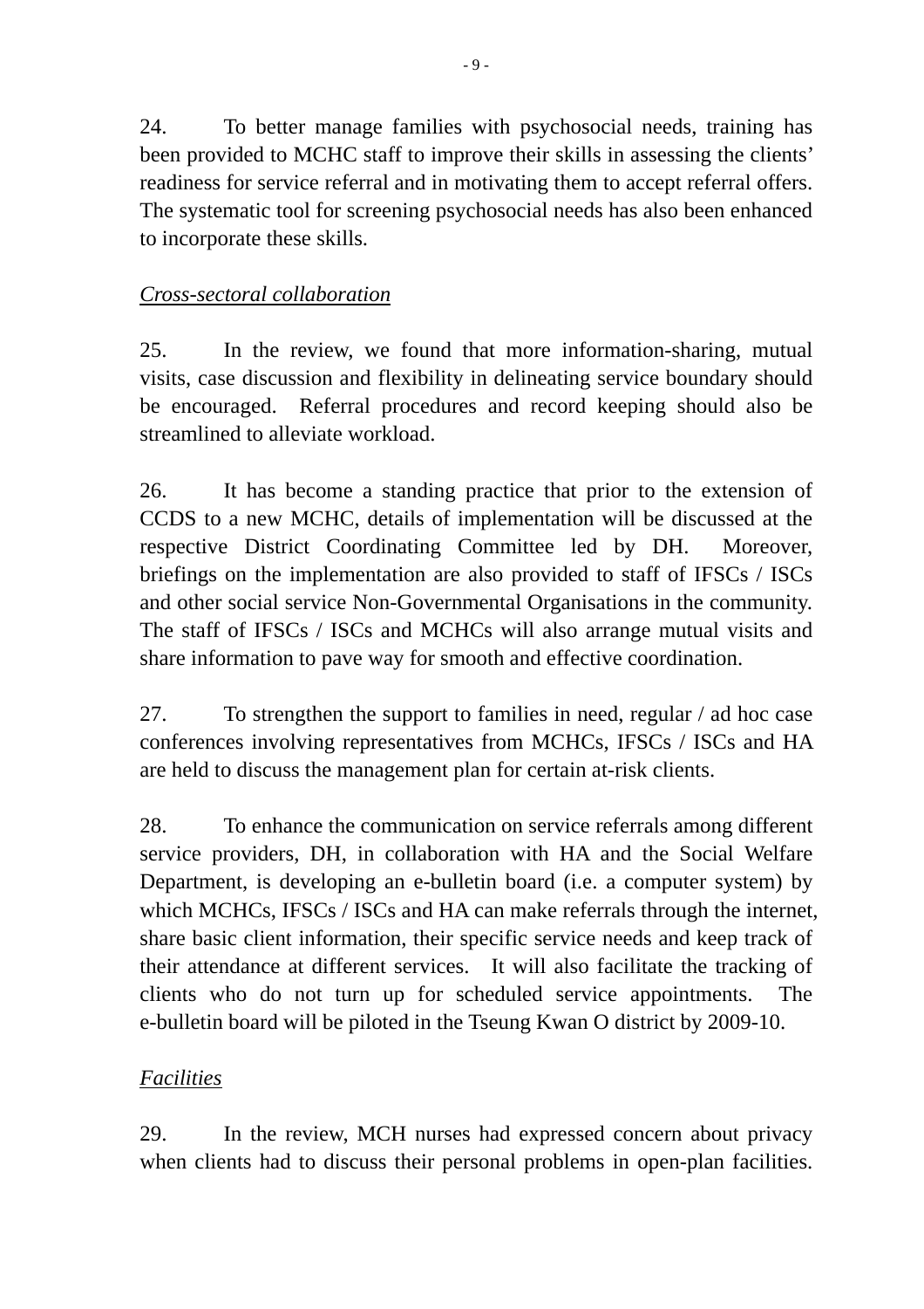24. To better manage families with psychosocial needs, training has been provided to MCHC staff to improve their skills in assessing the clients' readiness for service referral and in motivating them to accept referral offers. The systematic tool for screening psychosocial needs has also been enhanced to incorporate these skills.

*Cross-sectoral collaboration*

25. In the review, we found that more information-sharing, mutual visits, case discussion and flexibility in delineating service boundary should be encouraged. Referral procedures and record keeping should also be streamlined to alleviate workload.

26. It has become a standing practice that prior to the extension of CCDS to a new MCHC, details of implementation will be discussed at the respective District Coordinating Committee led by DH. Moreover, briefings on the implementation are also provided to staff of IFSCs / ISCs and other social service Non-Governmental Organisations in the community. The staff of IFSCs / ISCs and MCHCs will also arrange mutual visits and share information to pave way for smooth and effective coordination.

27. To strengthen the support to families in need, regular / ad hoc case conferences involving representatives from MCHCs, IFSCs / ISCs and HA are held to discuss the management plan for certain at-risk clients.

28. To enhance the communication on service referrals among different service providers, DH, in collaboration with HA and the Social Welfare Department, is developing an e-bulletin board (i.e. a computer system) by which MCHCs, IFSCs / ISCs and HA can make referrals through the internet, share basic client information, their specific service needs and keep track of their attendance at different services. It will also facilitate the tracking of clients who do not turn up for scheduled service appointments. The e-bulletin board will be piloted in the Tseung Kwan O district by 2009-10.

*Facilities*

29. In the review, MCH nurses had expressed concern about privacy when clients had to discuss their personal problems in open-plan facilities.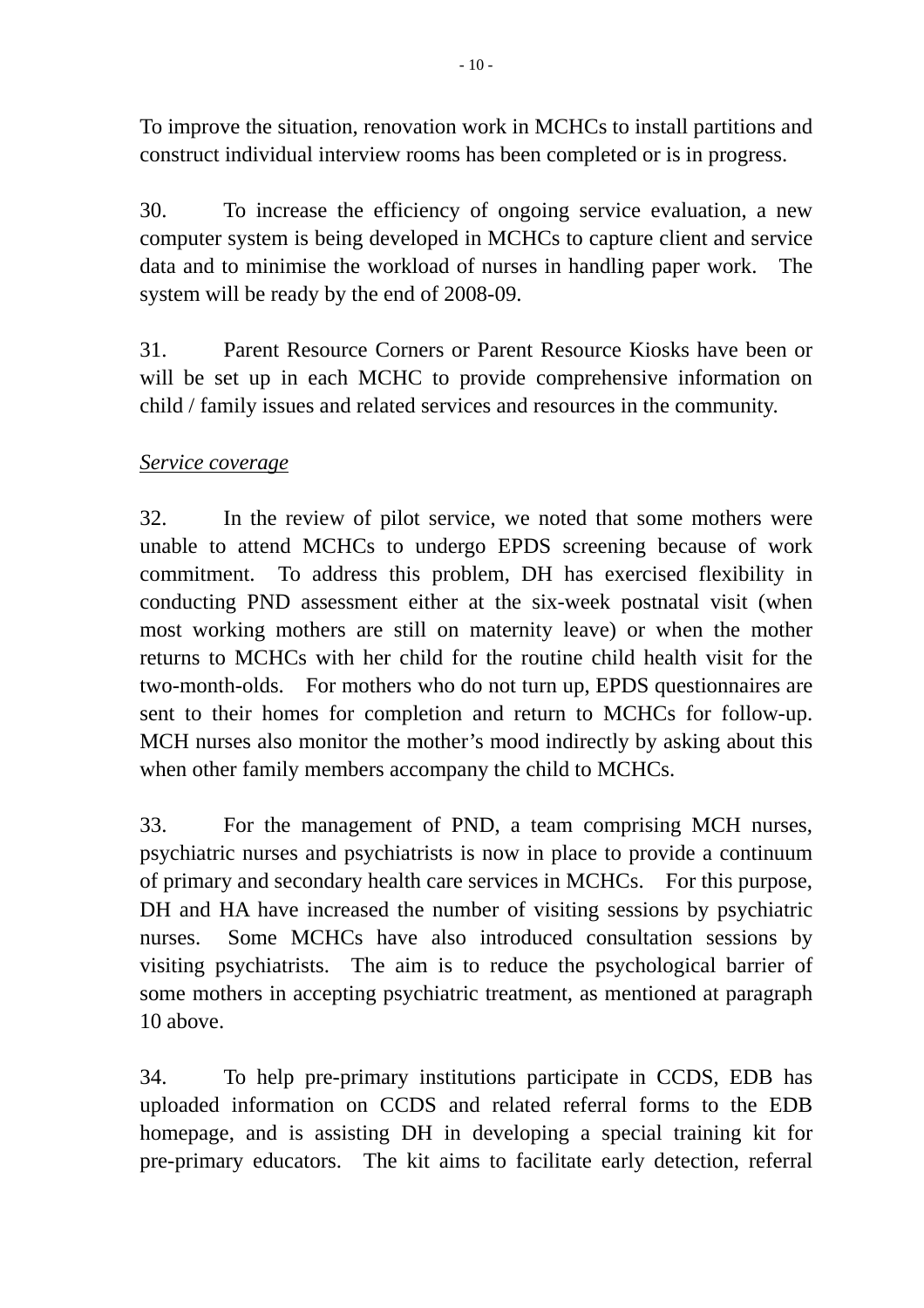To improve the situation, renovation work in MCHCs to install partitions and construct individual interview rooms has been completed or is in progress.

30. To increase the efficiency of ongoing service evaluation, a new computer system is being developed in MCHCs to capture client and service data and to minimise the workload of nurses in handling paper work. The system will be ready by the end of 2008-09.

31. Parent Resource Corners or Parent Resource Kiosks have been or will be set up in each MCHC to provide comprehensive information on child / family issues and related services and resources in the community.

*Service coverage*

32. In the review of pilot service, we noted that some mothers were unable to attend MCHCs to undergo EPDS screening because of work commitment. To address this problem, DH has exercised flexibility in conducting PND assessment either at the six-week postnatal visit (when most working mothers are still on maternity leave) or when the mother returns to MCHCs with her child for the routine child health visit for the two-month-olds. For mothers who do not turn up, EPDS questionnaires are sent to their homes for completion and return to MCHCs for follow-up. MCH nurses also monitor the mother's mood indirectly by asking about this when other family members accompany the child to MCHCs.

33. For the management of PND, a team comprising MCH nurses, psychiatric nurses and psychiatrists is now in place to provide a continuum of primary and secondary health care services in MCHCs. For this purpose, DH and HA have increased the number of visiting sessions by psychiatric nurses. Some MCHCs have also introduced consultation sessions by visiting psychiatrists. The aim is to reduce the psychological barrier of some mothers in accepting psychiatric treatment, as mentioned at paragraph 10 above.

34. To help pre-primary institutions participate in CCDS, EDB has uploaded information on CCDS and related referral forms to the EDB homepage, and is assisting DH in developing a special training kit for pre-primary educators. The kit aims to facilitate early detection, referral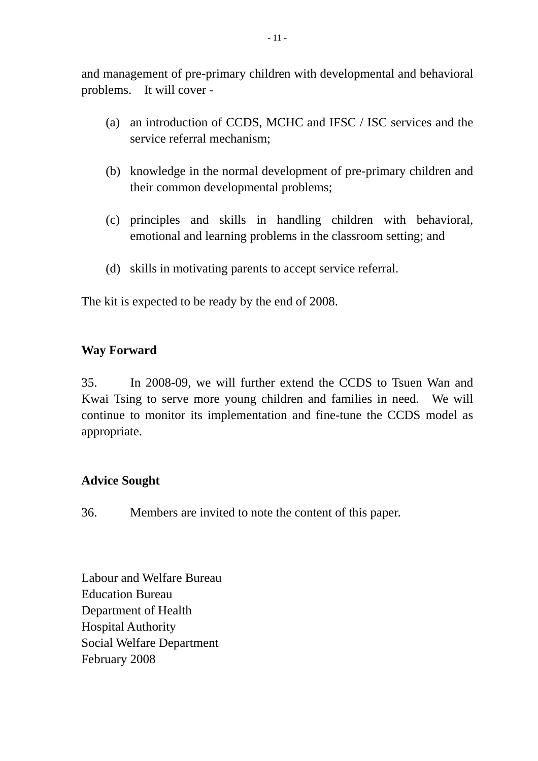and management of pre-primary children with developmental and behavioral problems. It will cover -

(a) an introduction of CCDS, MCHC and IFSC / ISC services and the service referral mechanism;

(b) knowledge in the normal development of pre-primary children and their common developmental problems;

(c) principles and skills in handling children with behavioral, emotional and learning problems in the classroom setting; and

(d) skills in motivating parents to accept service referral.

The kit is expected to be ready by the end of 2008.

**Way Forward**

35. In 2008-09, we will further extend the CCDS to Tsuen Wan and Kwai Tsing to serve more young children and families in need. We will continue to monitor its implementation and fine-tune the CCDS model as appropriate.

**Advice Sought**

36. Members are invited to note the content of this paper.

Labour and Welfare Bureau
Education Bureau
Department of Health
Hospital Authority
Social Welfare Department
February 2008